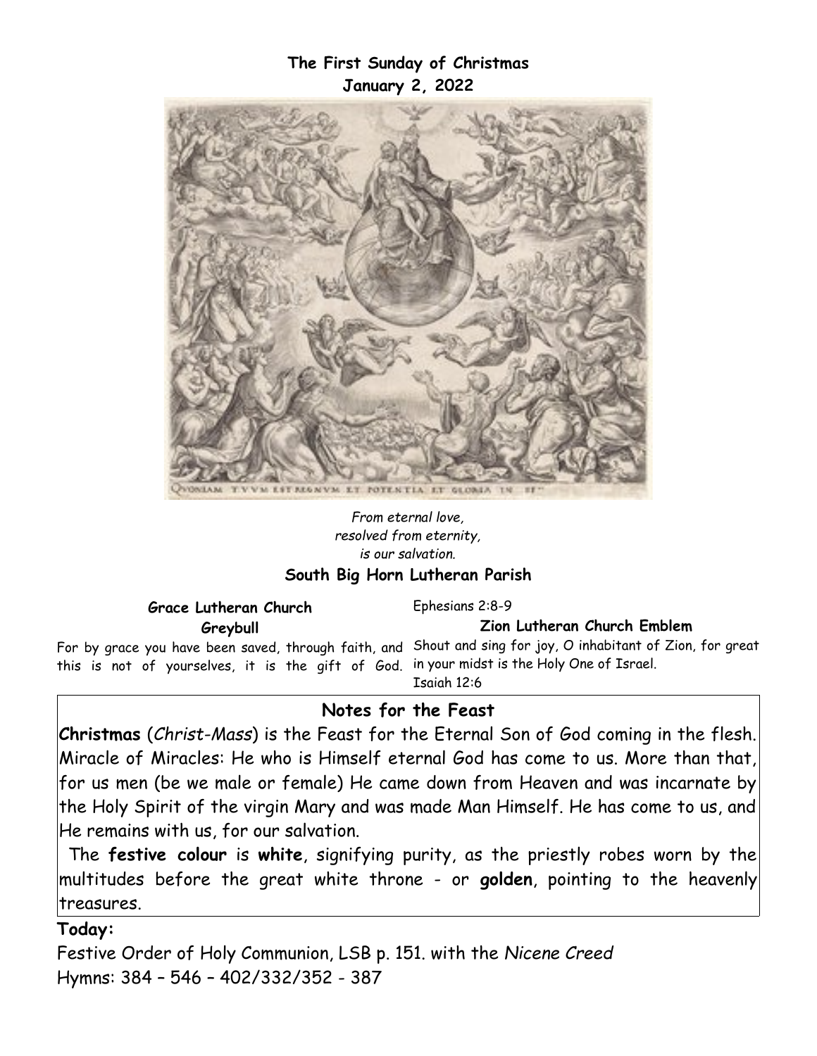**The First Sunday of Christmas**
**January 2, 2022**

*From eternal love,*
*resolved from eternity,*
*is our salvation.*

**South Big Horn Lutheran Parish**

**Grace Lutheran Church**
**Greybull**

Ephesians 2:8-9

For by grace you have been saved, through faith, and this is not of yourselves, it is the gift of God.

**Zion Lutheran Church Emblem**

Shout and sing for joy, O inhabitant of Zion, for great in your midst is the Holy One of Israel.
Isaiah 12:6

## Notes for the Feast

**Christmas** (*Christ-Mass*) is the Feast for the Eternal Son of God coming in the flesh. Miracle of Miracles: He who is Himself eternal God has come to us. More than that, for us men (be we male or female) He came down from Heaven and was incarnate by the Holy Spirit of the virgin Mary and was made Man Himself. He has come to us, and He remains with us, for our salvation.

The **festive colour** is **white**, signifying purity, as the priestly robes worn by the multitudes before the great white throne - or **golden**, pointing to the heavenly treasures.

**Today:**

Festive Order of Holy Communion, LSB p. 151. with the *Nicene Creed*
Hymns: 384 – 546 – 402/332/352 - 387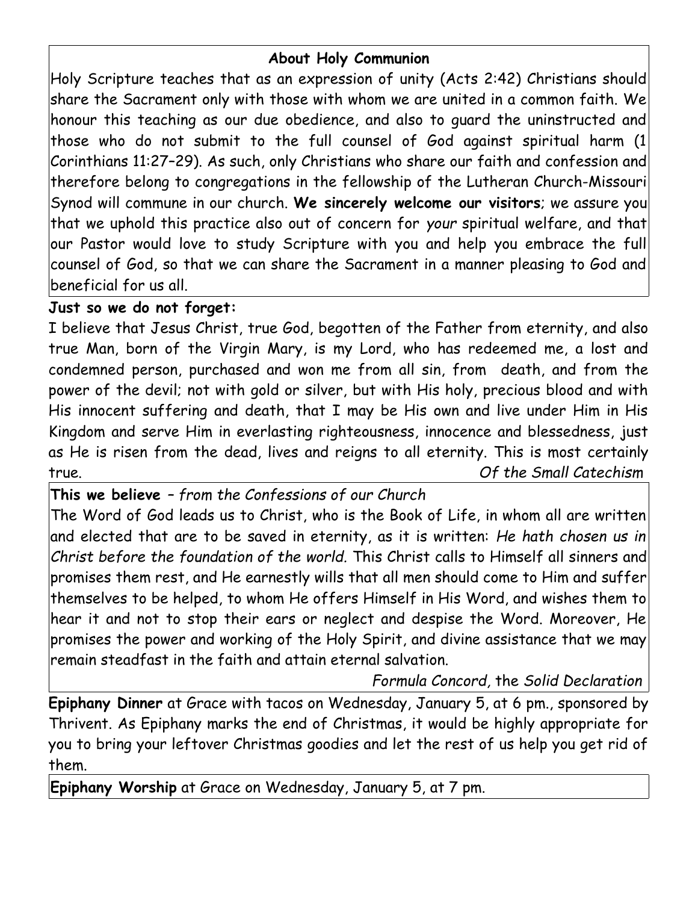## About Holy Communion

Holy Scripture teaches that as an expression of unity (Acts 2:42) Christians should share the Sacrament only with those with whom we are united in a common faith. We honour this teaching as our due obedience, and also to guard the uninstructed and those who do not submit to the full counsel of God against spiritual harm (1 Corinthians 11:27–29). As such, only Christians who share our faith and confession and therefore belong to congregations in the fellowship of the Lutheran Church-Missouri Synod will commune in our church. **We sincerely welcome our visitors**; we assure you that we uphold this practice also out of concern for *your* spiritual welfare, and that our Pastor would love to study Scripture with you and help you embrace the full counsel of God, so that we can share the Sacrament in a manner pleasing to God and beneficial for us all.

**Just so we do not forget:**

I believe that Jesus Christ, true God, begotten of the Father from eternity, and also true Man, born of the Virgin Mary, is my Lord, who has redeemed me, a lost and condemned person, purchased and won me from all sin, from death, and from the power of the devil; not with gold or silver, but with His holy, precious blood and with His innocent suffering and death, that I may be His own and live under Him in His Kingdom and serve Him in everlasting righteousness, innocence and blessedness, just as He is risen from the dead, lives and reigns to all eternity. This is most certainly true. *Of the Small Catechism*

**This we believe** – *from the Confessions of our Church*

The Word of God leads us to Christ, who is the Book of Life, in whom all are written and elected that are to be saved in eternity, as it is written: *He hath chosen us in Christ before the foundation of the world.* This Christ calls to Himself all sinners and promises them rest, and He earnestly wills that all men should come to Him and suffer themselves to be helped, to whom He offers Himself in His Word, and wishes them to hear it and not to stop their ears or neglect and despise the Word. Moreover, He promises the power and working of the Holy Spirit, and divine assistance that we may remain steadfast in the faith and attain eternal salvation.

*Formula Concord,* the *Solid Declaration*

**Epiphany Dinner** at Grace with tacos on Wednesday, January 5, at 6 pm., sponsored by Thrivent. As Epiphany marks the end of Christmas, it would be highly appropriate for you to bring your leftover Christmas goodies and let the rest of us help you get rid of them.

**Epiphany Worship** at Grace on Wednesday, January 5, at 7 pm.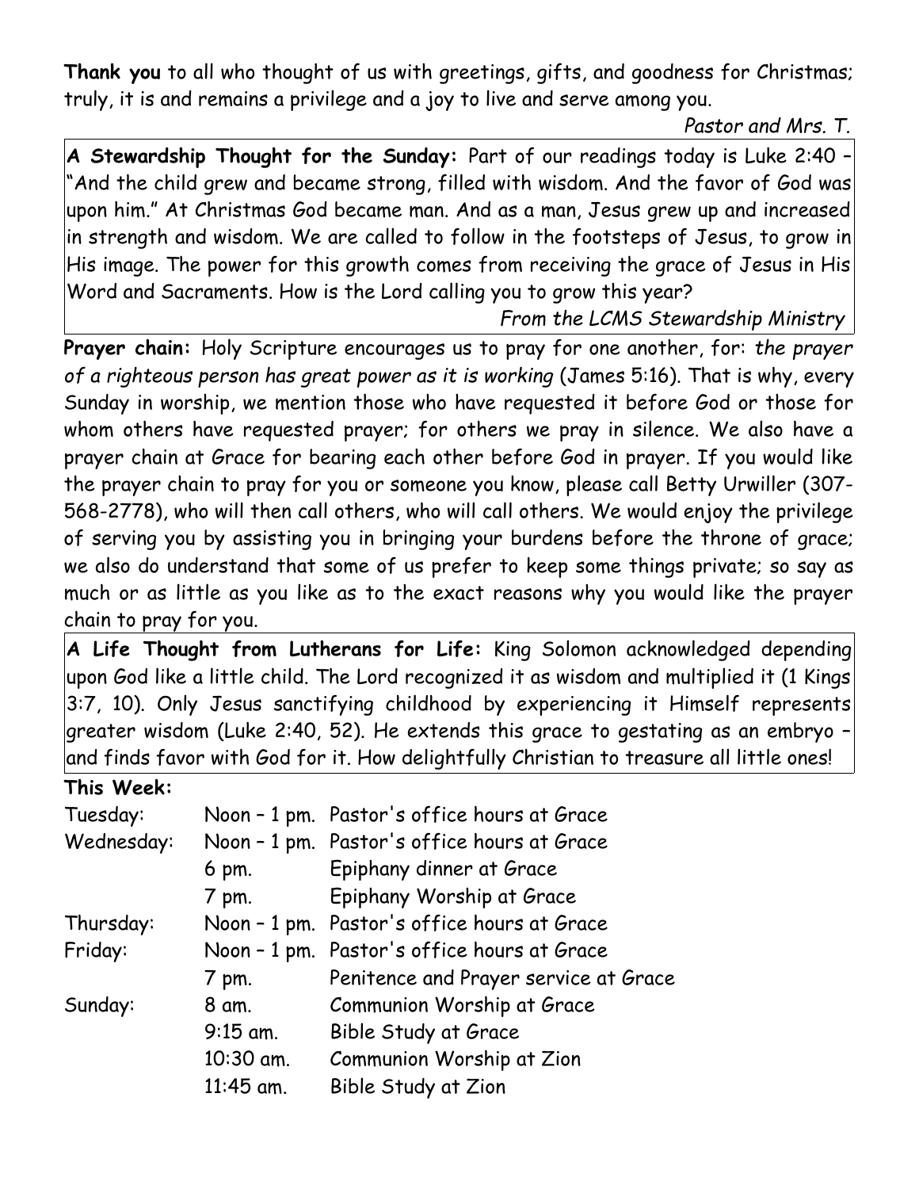**Thank you** to all who thought of us with greetings, gifts, and goodness for Christmas; truly, it is and remains a privilege and a joy to live and serve among you.

*Pastor and Mrs. T.*

**A Stewardship Thought for the Sunday:** Part of our readings today is Luke 2:40 – "And the child grew and became strong, filled with wisdom. And the favor of God was upon him." At Christmas God became man. And as a man, Jesus grew up and increased in strength and wisdom. We are called to follow in the footsteps of Jesus, to grow in His image. The power for this growth comes from receiving the grace of Jesus in His Word and Sacraments. How is the Lord calling you to grow this year?

*From the LCMS Stewardship Ministry*

**Prayer chain:** Holy Scripture encourages us to pray for one another, for: *the prayer of a righteous person has great power as it is working* (James 5:16). That is why, every Sunday in worship, we mention those who have requested it before God or those for whom others have requested prayer; for others we pray in silence. We also have a prayer chain at Grace for bearing each other before God in prayer. If you would like the prayer chain to pray for you or someone you know, please call Betty Urwiller (307-568-2778), who will then call others, who will call others. We would enjoy the privilege of serving you by assisting you in bringing your burdens before the throne of grace; we also do understand that some of us prefer to keep some things private; so say as much or as little as you like as to the exact reasons why you would like the prayer chain to pray for you.

**A Life Thought from Lutherans for Life:** King Solomon acknowledged depending upon God like a little child. The Lord recognized it as wisdom and multiplied it (1 Kings 3:7, 10). Only Jesus sanctifying childhood by experiencing it Himself represents greater wisdom (Luke 2:40, 52). He extends this grace to gestating as an embryo – and finds favor with God for it. How delightfully Christian to treasure all little ones!

**This Week:**

| | | |
|---|---|---|
| Tuesday: | Noon – 1 pm. | Pastor's office hours at Grace |
| Wednesday: | Noon – 1 pm. | Pastor's office hours at Grace |
| | 6 pm. | Epiphany dinner at Grace |
| | 7 pm. | Epiphany Worship at Grace |
| Thursday: | Noon – 1 pm. | Pastor's office hours at Grace |
| Friday: | Noon – 1 pm. | Pastor's office hours at Grace |
| | 7 pm. | Penitence and Prayer service at Grace |
| Sunday: | 8 am. | Communion Worship at Grace |
| | 9:15 am. | Bible Study at Grace |
| | 10:30 am. | Communion Worship at Zion |
| | 11:45 am. | Bible Study at Zion |